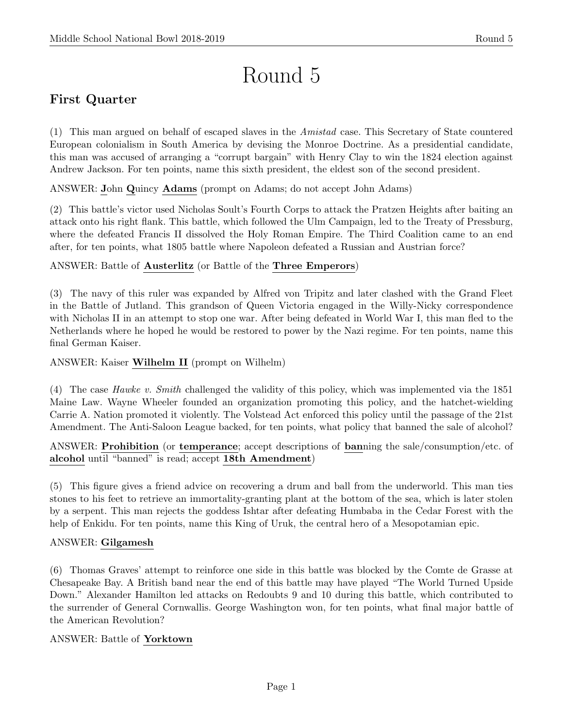# Round 5

## First Quarter

(1) This man argued on behalf of escaped slaves in the *Amistad* case. This Secretary of State countered European colonialism in South America by devising the Monroe Doctrine. As a presidential candidate, this man was accused of arranging a "corrupt bargain" with Henry Clay to win the 1824 election against Andrew Jackson. For ten points, name this sixth president, the eldest son of the second president.

ANSWER: **J**ohn **Q**uincy **Adams** (prompt on Adams; do not accept John Adams)

(2) This battle's victor used Nicholas Soult's Fourth Corps to attack the Pratzen Heights after baiting an attack onto his right flank. This battle, which followed the Ulm Campaign, led to the Treaty of Pressburg, where the defeated Francis II dissolved the Holy Roman Empire. The Third Coalition came to an end after, for ten points, what 1805 battle where Napoleon defeated a Russian and Austrian force?

ANSWER: Battle of **Austerlitz** (or Battle of the **Three Emperors**)

(3) The navy of this ruler was expanded by Alfred von Tripitz and later clashed with the Grand Fleet in the Battle of Jutland. This grandson of Queen Victoria engaged in the Willy-Nicky correspondence with Nicholas II in an attempt to stop one war. After being defeated in World War I, this man fled to the Netherlands where he hoped he would be restored to power by the Nazi regime. For ten points, name this final German Kaiser.

ANSWER: Kaiser **Wilhelm II** (prompt on Wilhelm)

(4) The case *Hawke v. Smith* challenged the validity of this policy, which was implemented via the 1851 Maine Law. Wayne Wheeler founded an organization promoting this policy, and the hatchet-wielding Carrie A. Nation promoted it violently. The Volstead Act enforced this policy until the passage of the 21st Amendment. The Anti-Saloon League backed, for ten points, what policy that banned the sale of alcohol?

ANSWER: **Prohibition** (or **temperance**; accept descriptions of **ban**ning the sale/consumption/etc. of **alcohol** until "banned" is read; accept **18th Amendment**)

(5) This figure gives a friend advice on recovering a drum and ball from the underworld. This man ties stones to his feet to retrieve an immortality-granting plant at the bottom of the sea, which is later stolen by a serpent. This man rejects the goddess Ishtar after defeating Humbaba in the Cedar Forest with the help of Enkidu. For ten points, name this King of Uruk, the central hero of a Mesopotamian epic.

ANSWER: **Gilgamesh**

(6) Thomas Graves' attempt to reinforce one side in this battle was blocked by the Comte de Grasse at Chesapeake Bay. A British band near the end of this battle may have played "The World Turned Upside Down." Alexander Hamilton led attacks on Redoubts 9 and 10 during this battle, which contributed to the surrender of General Cornwallis. George Washington won, for ten points, what final major battle of the American Revolution?

ANSWER: Battle of **Yorktown**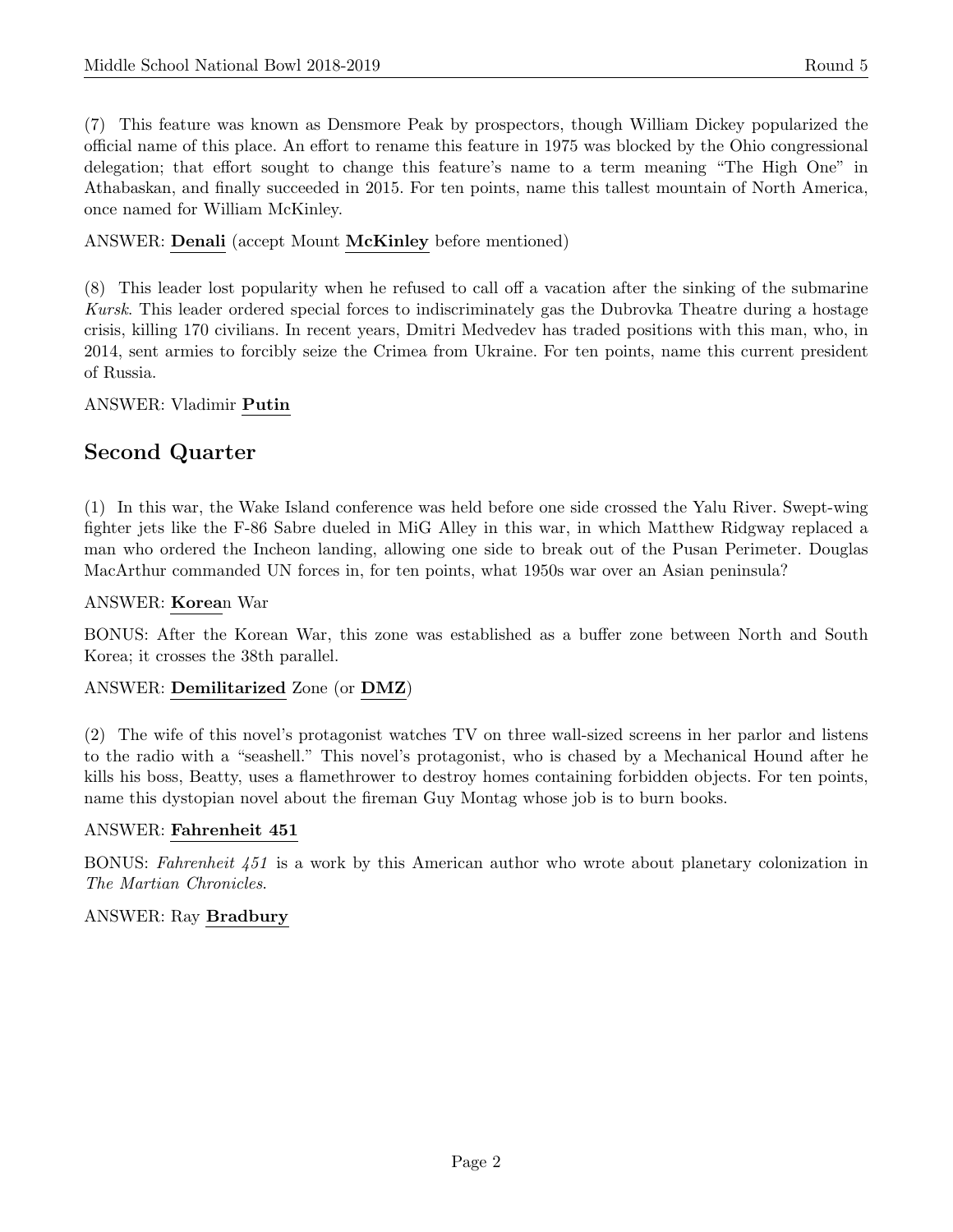(7) This feature was known as Densmore Peak by prospectors, though William Dickey popularized the official name of this place. An effort to rename this feature in 1975 was blocked by the Ohio congressional delegation; that effort sought to change this feature's name to a term meaning "The High One" in Athabaskan, and finally succeeded in 2015. For ten points, name this tallest mountain of North America, once named for William McKinley.

ANSWER: **Denali** (accept Mount **McKinley** before mentioned)

(8) This leader lost popularity when he refused to call off a vacation after the sinking of the submarine *Kursk*. This leader ordered special forces to indiscriminately gas the Dubrovka Theatre during a hostage crisis, killing 170 civilians. In recent years, Dmitri Medvedev has traded positions with this man, who, in 2014, sent armies to forcibly seize the Crimea from Ukraine. For ten points, name this current president of Russia.

ANSWER: Vladimir **Putin**

## Second Quarter

(1) In this war, the Wake Island conference was held before one side crossed the Yalu River. Swept-wing fighter jets like the F-86 Sabre dueled in MiG Alley in this war, in which Matthew Ridgway replaced a man who ordered the Incheon landing, allowing one side to break out of the Pusan Perimeter. Douglas MacArthur commanded UN forces in, for ten points, what 1950s war over an Asian peninsula?

ANSWER: **Korea**n War

BONUS: After the Korean War, this zone was established as a buffer zone between North and South Korea; it crosses the 38th parallel.

ANSWER: **Demilitarized** Zone (or **DMZ**)

(2) The wife of this novel's protagonist watches TV on three wall-sized screens in her parlor and listens to the radio with a "seashell." This novel's protagonist, who is chased by a Mechanical Hound after he kills his boss, Beatty, uses a flamethrower to destroy homes containing forbidden objects. For ten points, name this dystopian novel about the fireman Guy Montag whose job is to burn books.

ANSWER: **Fahrenheit 451**

BONUS: *Fahrenheit 451* is a work by this American author who wrote about planetary colonization in *The Martian Chronicles*.

ANSWER: Ray **Bradbury**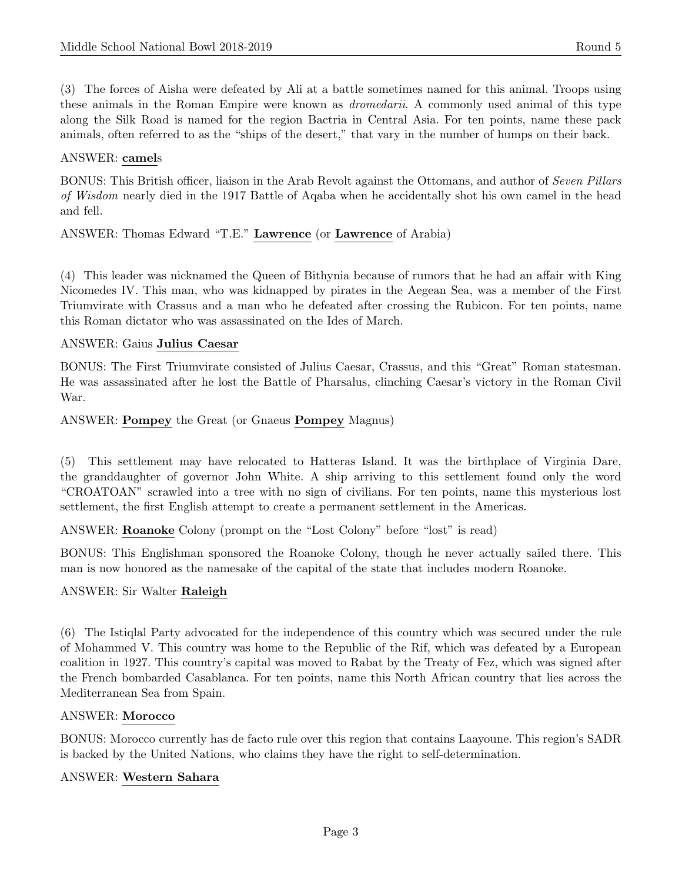(3) The forces of Aisha were defeated by Ali at a battle sometimes named for this animal. Troops using these animals in the Roman Empire were known as *dromedarii*. A commonly used animal of this type along the Silk Road is named for the region Bactria in Central Asia. For ten points, name these pack animals, often referred to as the "ships of the desert," that vary in the number of humps on their back.

ANSWER: **camel**s

BONUS: This British officer, liaison in the Arab Revolt against the Ottomans, and author of *Seven Pillars of Wisdom* nearly died in the 1917 Battle of Aqaba when he accidentally shot his own camel in the head and fell.

ANSWER: Thomas Edward "T.E." **Lawrence** (or **Lawrence** of Arabia)

(4) This leader was nicknamed the Queen of Bithynia because of rumors that he had an affair with King Nicomedes IV. This man, who was kidnapped by pirates in the Aegean Sea, was a member of the First Triumvirate with Crassus and a man who he defeated after crossing the Rubicon. For ten points, name this Roman dictator who was assassinated on the Ides of March.

ANSWER: Gaius **Julius Caesar**

BONUS: The First Triumvirate consisted of Julius Caesar, Crassus, and this "Great" Roman statesman. He was assassinated after he lost the Battle of Pharsalus, clinching Caesar's victory in the Roman Civil War.

ANSWER: **Pompey** the Great (or Gnaeus **Pompey** Magnus)

(5) This settlement may have relocated to Hatteras Island. It was the birthplace of Virginia Dare, the granddaughter of governor John White. A ship arriving to this settlement found only the word "CROATOAN" scrawled into a tree with no sign of civilians. For ten points, name this mysterious lost settlement, the first English attempt to create a permanent settlement in the Americas.

ANSWER: **Roanoke** Colony (prompt on the "Lost Colony" before "lost" is read)

BONUS: This Englishman sponsored the Roanoke Colony, though he never actually sailed there. This man is now honored as the namesake of the capital of the state that includes modern Roanoke.

ANSWER: Sir Walter **Raleigh**

(6) The Istiqlal Party advocated for the independence of this country which was secured under the rule of Mohammed V. This country was home to the Republic of the Rif, which was defeated by a European coalition in 1927. This country's capital was moved to Rabat by the Treaty of Fez, which was signed after the French bombarded Casablanca. For ten points, name this North African country that lies across the Mediterranean Sea from Spain.

ANSWER: **Morocco**

BONUS: Morocco currently has de facto rule over this region that contains Laayoune. This region's SADR is backed by the United Nations, who claims they have the right to self-determination.

ANSWER: **Western Sahara**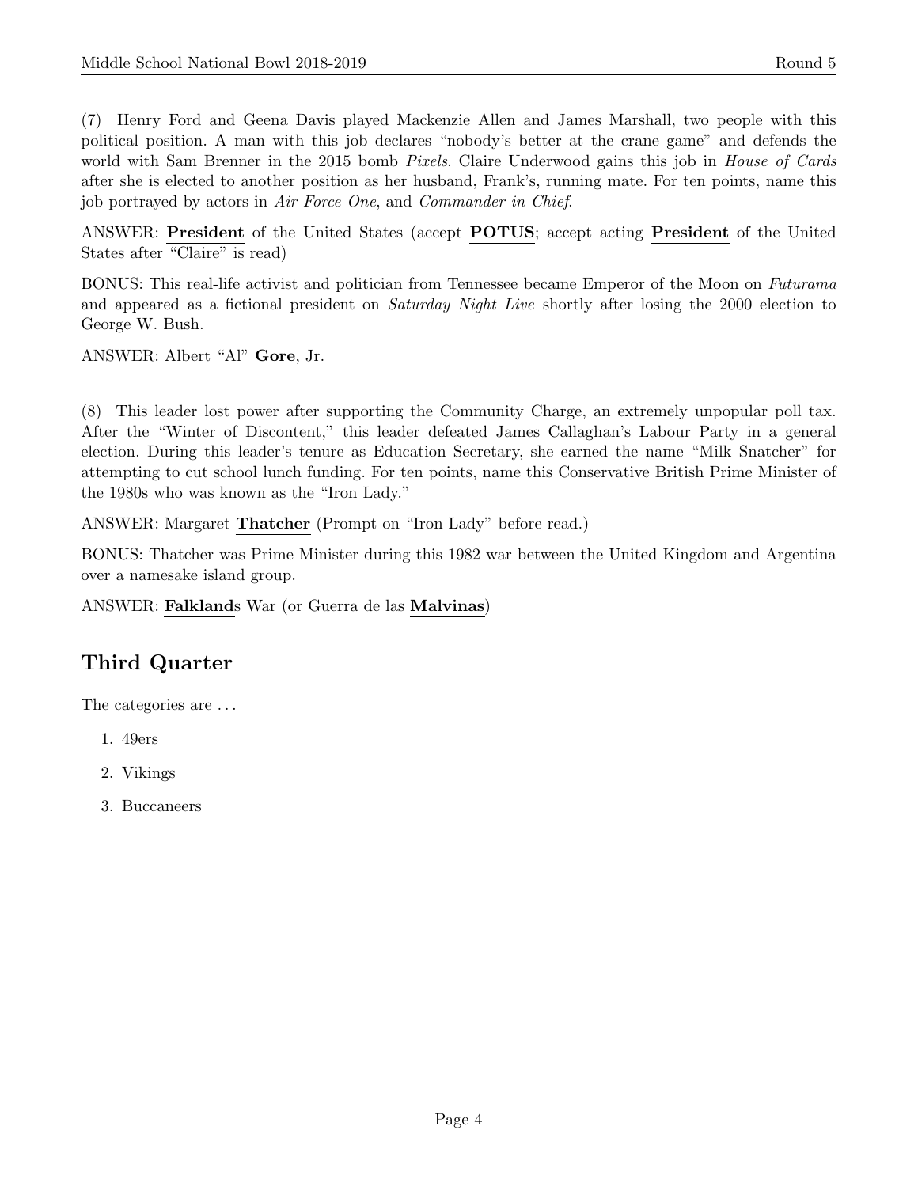(7) Henry Ford and Geena Davis played Mackenzie Allen and James Marshall, two people with this political position. A man with this job declares "nobody's better at the crane game" and defends the world with Sam Brenner in the 2015 bomb *Pixels*. Claire Underwood gains this job in *House of Cards* after she is elected to another position as her husband, Frank's, running mate. For ten points, name this job portrayed by actors in *Air Force One*, and *Commander in Chief*.

ANSWER: **President** of the United States (accept **POTUS**; accept acting **President** of the United States after "Claire" is read)

BONUS: This real-life activist and politician from Tennessee became Emperor of the Moon on *Futurama* and appeared as a fictional president on *Saturday Night Live* shortly after losing the 2000 election to George W. Bush.

ANSWER: Albert "Al" **Gore**, Jr.

(8) This leader lost power after supporting the Community Charge, an extremely unpopular poll tax. After the "Winter of Discontent," this leader defeated James Callaghan's Labour Party in a general election. During this leader's tenure as Education Secretary, she earned the name "Milk Snatcher" for attempting to cut school lunch funding. For ten points, name this Conservative British Prime Minister of the 1980s who was known as the "Iron Lady."

ANSWER: Margaret **Thatcher** (Prompt on "Iron Lady" before read.)

BONUS: Thatcher was Prime Minister during this 1982 war between the United Kingdom and Argentina over a namesake island group.

ANSWER: **Falkland**s War (or Guerra de las **Malvinas**)

## Third Quarter

The categories are ...

1. 49ers
2. Vikings
3. Buccaneers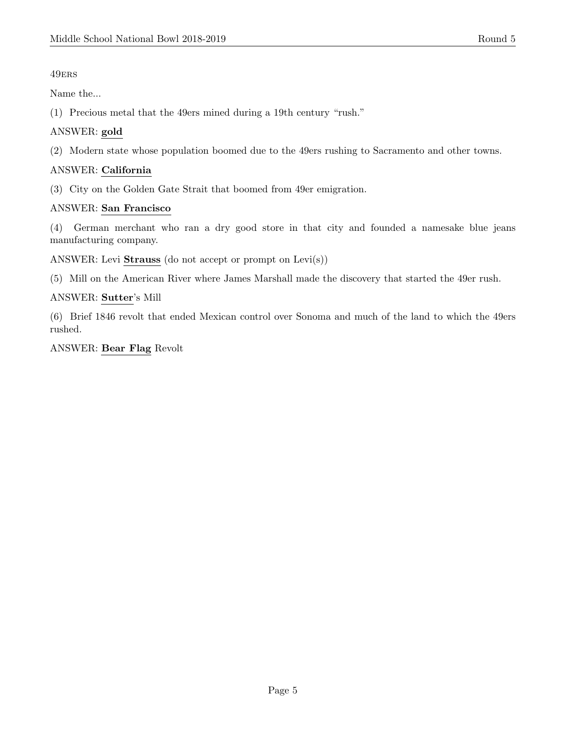49ERS

Name the...

(1) Precious metal that the 49ers mined during a 19th century “rush.”

ANSWER: **gold**

(2) Modern state whose population boomed due to the 49ers rushing to Sacramento and other towns.

ANSWER: **California**

(3) City on the Golden Gate Strait that boomed from 49er emigration.

ANSWER: **San Francisco**

(4) German merchant who ran a dry good store in that city and founded a namesake blue jeans manufacturing company.

ANSWER: Levi **Strauss** (do not accept or prompt on Levi(s))

(5) Mill on the American River where James Marshall made the discovery that started the 49er rush.

ANSWER: **Sutter**'s Mill

(6) Brief 1846 revolt that ended Mexican control over Sonoma and much of the land to which the 49ers rushed.

ANSWER: **Bear Flag** Revolt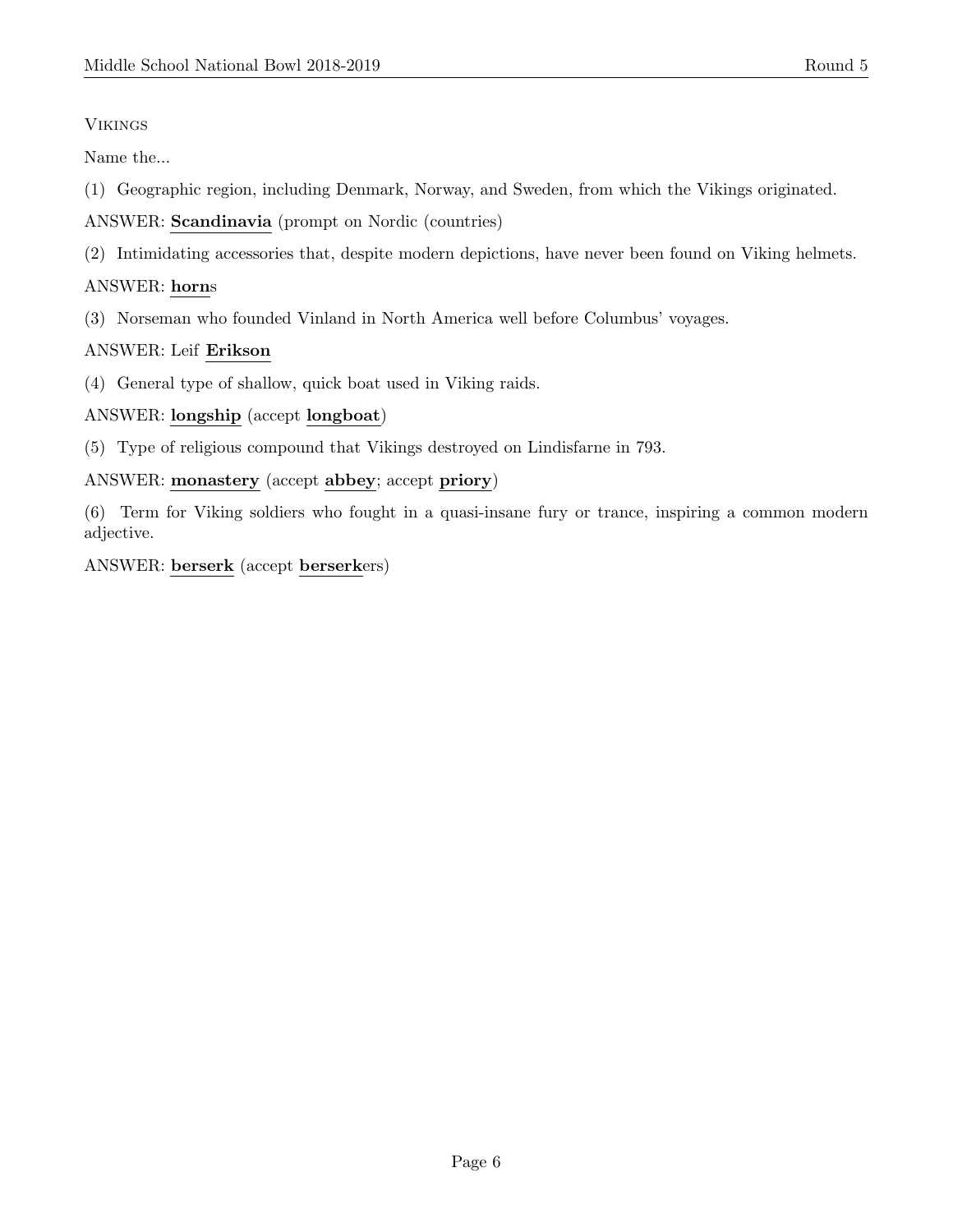Vikings

Name the...

(1) Geographic region, including Denmark, Norway, and Sweden, from which the Vikings originated.

ANSWER: **Scandinavia** (prompt on Nordic (countries)

(2) Intimidating accessories that, despite modern depictions, have never been found on Viking helmets.

ANSWER: **horn**s

(3) Norseman who founded Vinland in North America well before Columbus' voyages.

ANSWER: Leif **Erikson**

(4) General type of shallow, quick boat used in Viking raids.

ANSWER: **longship** (accept **longboat**)

(5) Type of religious compound that Vikings destroyed on Lindisfarne in 793.

ANSWER: **monastery** (accept **abbey**; accept **priory**)

(6) Term for Viking soldiers who fought in a quasi-insane fury or trance, inspiring a common modern adjective.

ANSWER: **berserk** (accept **berserk**ers)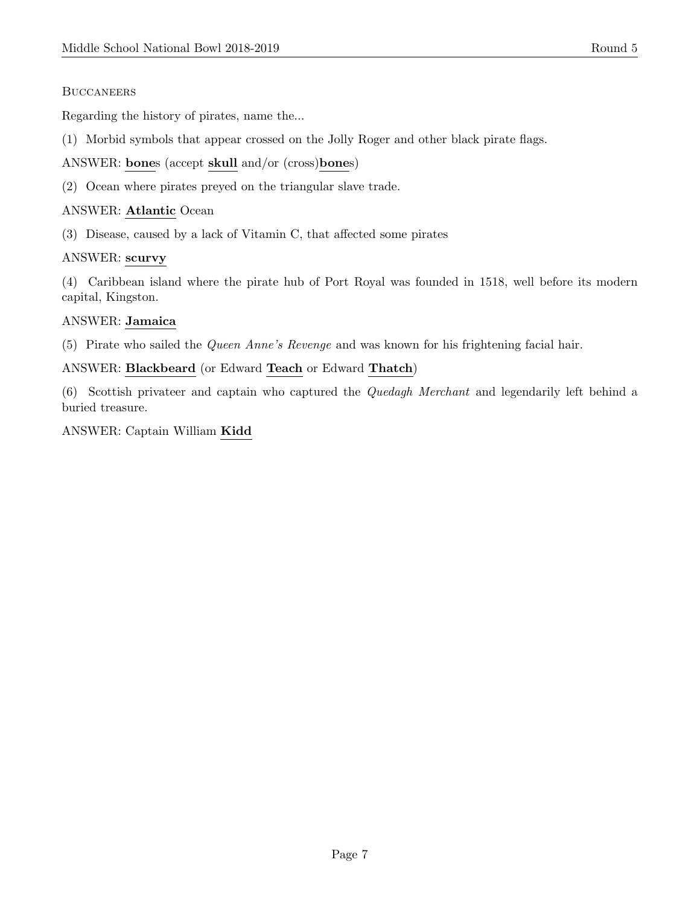Buccaneers

Regarding the history of pirates, name the...

(1) Morbid symbols that appear crossed on the Jolly Roger and other black pirate flags.

ANSWER: **<u>bone</u>**s (accept **<u>skull</u>** and/or (cross)**<u>bone</u>**s)

(2) Ocean where pirates preyed on the triangular slave trade.

ANSWER: **<u>Atlantic</u>** Ocean

(3) Disease, caused by a lack of Vitamin C, that affected some pirates

ANSWER: **<u>scurvy</u>**

(4) Caribbean island where the pirate hub of Port Royal was founded in 1518, well before its modern capital, Kingston.

ANSWER: **<u>Jamaica</u>**

(5) Pirate who sailed the *Queen Anne's Revenge* and was known for his frightening facial hair.

ANSWER: **<u>Blackbeard</u>** (or Edward **<u>Teach</u>** or Edward **<u>Thatch</u>**)

(6) Scottish privateer and captain who captured the *Quedagh Merchant* and legendarily left behind a buried treasure.

ANSWER: Captain William **<u>Kidd</u>**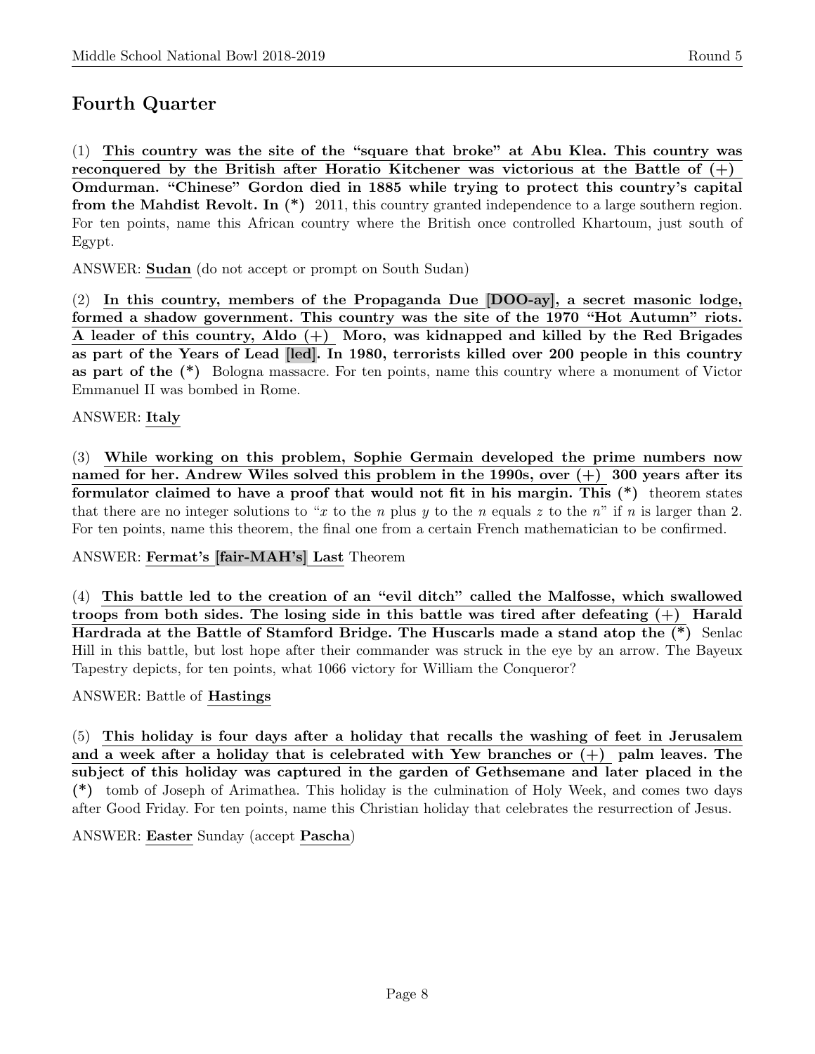## Fourth Quarter

(1) **This country was the site of the "square that broke" at Abu Klea. This country was reconquered by the British after Horatio Kitchener was victorious at the Battle of (+) Omdurman. "Chinese" Gordon died in 1885 while trying to protect this country's capital from the Mahdist Revolt. In (*)** 2011, this country granted independence to a large southern region. For ten points, name this African country where the British once controlled Khartoum, just south of Egypt.

ANSWER: **Sudan** (do not accept or prompt on South Sudan)

(2) **In this country, members of the Propaganda Due [DOO-ay], a secret masonic lodge, formed a shadow government. This country was the site of the 1970 "Hot Autumn" riots. A leader of this country, Aldo (+) Moro, was kidnapped and killed by the Red Brigades as part of the Years of Lead [led]. In 1980, terrorists killed over 200 people in this country as part of the (*)** Bologna massacre. For ten points, name this country where a monument of Victor Emmanuel II was bombed in Rome.

ANSWER: **Italy**

(3) **While working on this problem, Sophie Germain developed the prime numbers now named for her. Andrew Wiles solved this problem in the 1990s, over (+) 300 years after its formulator claimed to have a proof that would not fit in his margin. This (*)** theorem states that there are no integer solutions to "$x$ to the $n$ plus $y$ to the $n$ equals $z$ to the $n$" if $n$ is larger than 2. For ten points, name this theorem, the final one from a certain French mathematician to be confirmed.

ANSWER: **Fermat's [fair-MAH's] Last** Theorem

(4) **This battle led to the creation of an "evil ditch" called the Malfosse, which swallowed troops from both sides. The losing side in this battle was tired after defeating (+) Harald Hardrada at the Battle of Stamford Bridge. The Huscarls made a stand atop the (*)** Senlac Hill in this battle, but lost hope after their commander was struck in the eye by an arrow. The Bayeux Tapestry depicts, for ten points, what 1066 victory for William the Conqueror?

ANSWER: Battle of **Hastings**

(5) **This holiday is four days after a holiday that recalls the washing of feet in Jerusalem and a week after a holiday that is celebrated with Yew branches or (+) palm leaves. The subject of this holiday was captured in the garden of Gethsemane and later placed in the (*)** tomb of Joseph of Arimathea. This holiday is the culmination of Holy Week, and comes two days after Good Friday. For ten points, name this Christian holiday that celebrates the resurrection of Jesus.

ANSWER: **Easter** Sunday (accept **Pascha**)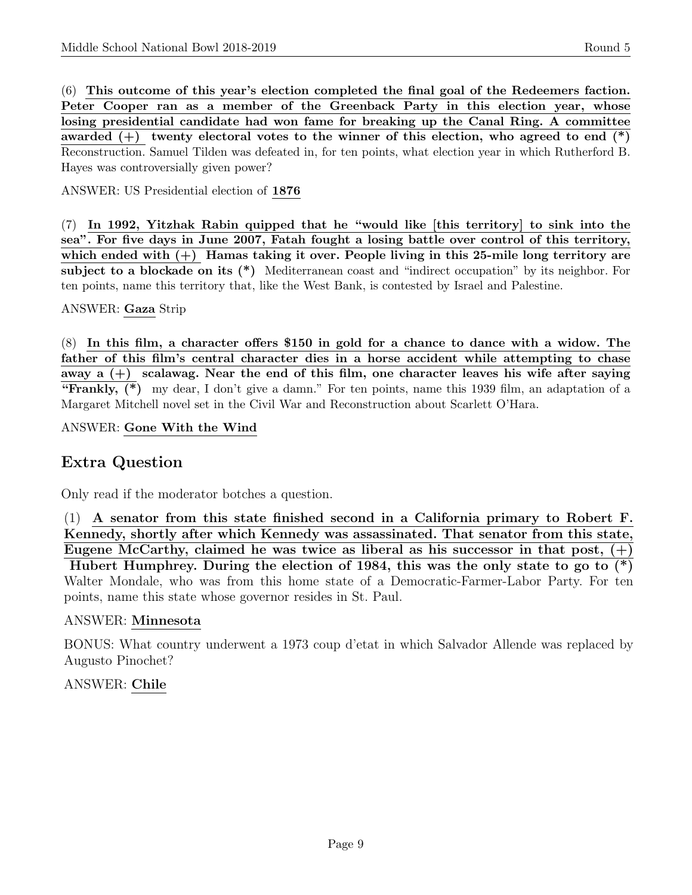(6) **This outcome of this year's election completed the final goal of the Redeemers faction. Peter Cooper ran as a member of the Greenback Party in this election year, whose losing presidential candidate had won fame for breaking up the Canal Ring. A committee awarded (+) twenty electoral votes to the winner of this election, who agreed to end (*)** Reconstruction. Samuel Tilden was defeated in, for ten points, what election year in which Rutherford B. Hayes was controversially given power?

ANSWER: US Presidential election of **1876**

(7) **In 1992, Yitzhak Rabin quipped that he "would like [this territory] to sink into the sea". For five days in June 2007, Fatah fought a losing battle over control of this territory, which ended with (+) Hamas taking it over. People living in this 25-mile long territory are subject to a blockade on its (*)** Mediterranean coast and "indirect occupation" by its neighbor. For ten points, name this territory that, like the West Bank, is contested by Israel and Palestine.

ANSWER: **Gaza** Strip

(8) **In this film, a character offers $150 in gold for a chance to dance with a widow. The father of this film's central character dies in a horse accident while attempting to chase away a (+) scalawag. Near the end of this film, one character leaves his wife after saying "Frankly, (*)** my dear, I don't give a damn." For ten points, name this 1939 film, an adaptation of a Margaret Mitchell novel set in the Civil War and Reconstruction about Scarlett O'Hara.

ANSWER: **Gone With the Wind**

## Extra Question

Only read if the moderator botches a question.

(1) **A senator from this state finished second in a California primary to Robert F. Kennedy, shortly after which Kennedy was assassinated. That senator from this state, Eugene McCarthy, claimed he was twice as liberal as his successor in that post, (+) Hubert Humphrey. During the election of 1984, this was the only state to go to (*)** Walter Mondale, who was from this home state of a Democratic-Farmer-Labor Party. For ten points, name this state whose governor resides in St. Paul.

ANSWER: **Minnesota**

BONUS: What country underwent a 1973 coup d'etat in which Salvador Allende was replaced by Augusto Pinochet?

ANSWER: **Chile**